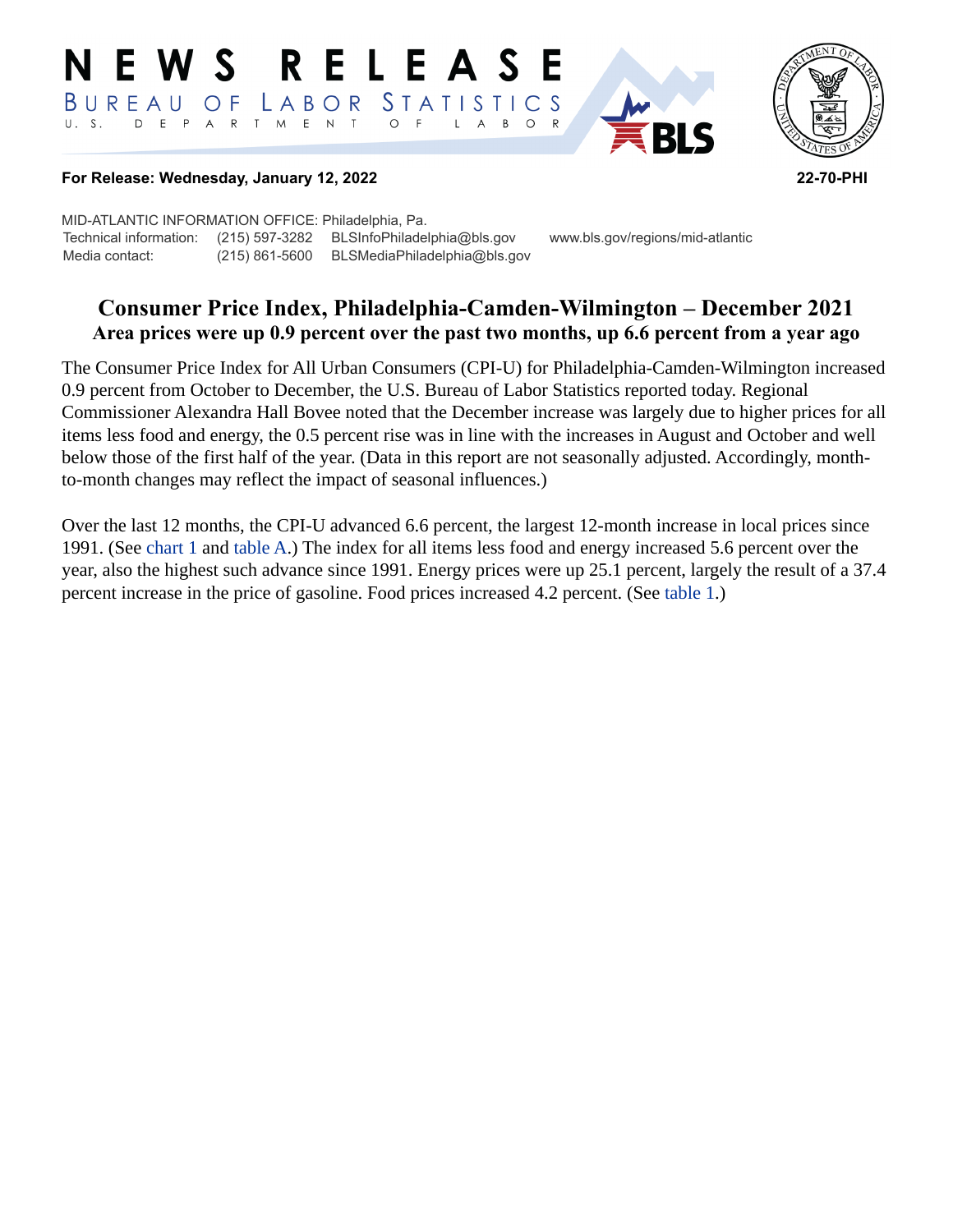# NEWS RELEASE

BUREAU OF LABOR STATISTICS

U. S. DEPARTMENT OF LABOR

**For Release: Wednesday, January 12, 2022** **22-70-PHI**

MID-ATLANTIC INFORMATION OFFICE: Philadelphia, Pa.

| | | | |
|---|---|---|---|
| Technical information: | (215) 597-3282 | BLSInfoPhiladelphia@bls.gov | www.bls.gov/regions/mid-atlantic |
| Media contact: | (215) 861-5600 | BLSMediaPhiladelphia@bls.gov | |

## Consumer Price Index, Philadelphia-Camden-Wilmington – December 2021

### Area prices were up 0.9 percent over the past two months, up 6.6 percent from a year ago

The Consumer Price Index for All Urban Consumers (CPI-U) for Philadelphia-Camden-Wilmington increased 0.9 percent from October to December, the U.S. Bureau of Labor Statistics reported today. Regional Commissioner Alexandra Hall Bovee noted that the December increase was largely due to higher prices for all items less food and energy, the 0.5 percent rise was in line with the increases in August and October and well below those of the first half of the year. (Data in this report are not seasonally adjusted. Accordingly, month-to-month changes may reflect the impact of seasonal influences.)

Over the last 12 months, the CPI-U advanced 6.6 percent, the largest 12-month increase in local prices since 1991. (See chart 1 and table A.) The index for all items less food and energy increased 5.6 percent over the year, also the highest such advance since 1991. Energy prices were up 25.1 percent, largely the result of a 37.4 percent increase in the price of gasoline. Food prices increased 4.2 percent. (See table 1.)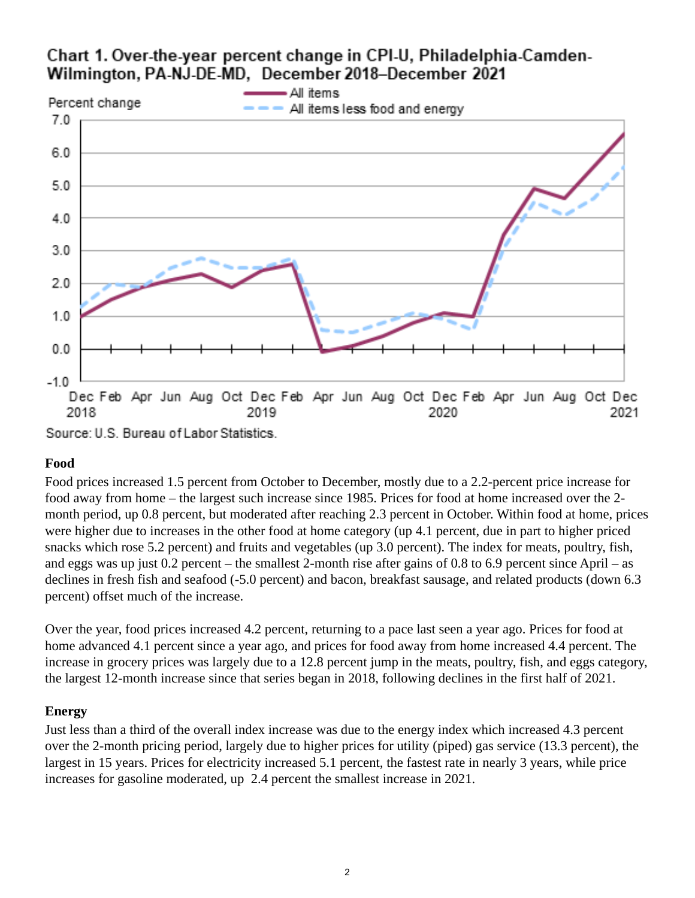**Chart 1. Over-the-year percent change in CPI-U, Philadelphia-Camden-Wilmington, PA-NJ-DE-MD, December 2018–December 2021**

Source: U.S. Bureau of Labor Statistics.

### Food

Food prices increased 1.5 percent from October to December, mostly due to a 2.2-percent price increase for food away from home – the largest such increase since 1985. Prices for food at home increased over the 2-month period, up 0.8 percent, but moderated after reaching 2.3 percent in October. Within food at home, prices were higher due to increases in the other food at home category (up 4.1 percent, due in part to higher priced snacks which rose 5.2 percent) and fruits and vegetables (up 3.0 percent). The index for meats, poultry, fish, and eggs was up just 0.2 percent – the smallest 2-month rise after gains of 0.8 to 6.9 percent since April – as declines in fresh fish and seafood (-5.0 percent) and bacon, breakfast sausage, and related products (down 6.3 percent) offset much of the increase.

Over the year, food prices increased 4.2 percent, returning to a pace last seen a year ago. Prices for food at home advanced 4.1 percent since a year ago, and prices for food away from home increased 4.4 percent. The increase in grocery prices was largely due to a 12.8 percent jump in the meats, poultry, fish, and eggs category, the largest 12-month increase since that series began in 2018, following declines in the first half of 2021.

### Energy

Just less than a third of the overall index increase was due to the energy index which increased 4.3 percent over the 2-month pricing period, largely due to higher prices for utility (piped) gas service (13.3 percent), the largest in 15 years. Prices for electricity increased 5.1 percent, the fastest rate in nearly 3 years, while price increases for gasoline moderated, up 2.4 percent the smallest increase in 2021.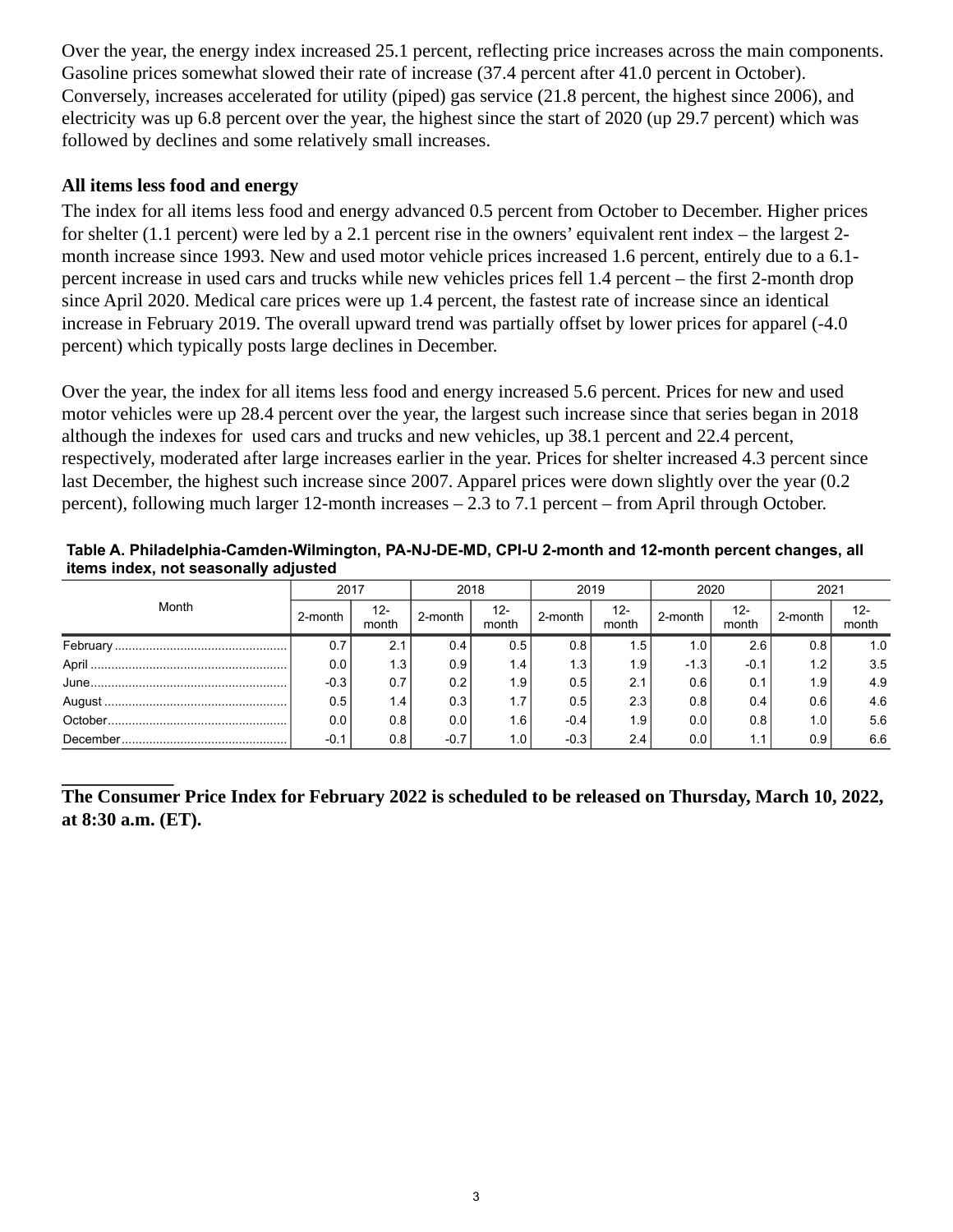Over the year, the energy index increased 25.1 percent, reflecting price increases across the main components. Gasoline prices somewhat slowed their rate of increase (37.4 percent after 41.0 percent in October). Conversely, increases accelerated for utility (piped) gas service (21.8 percent, the highest since 2006), and electricity was up 6.8 percent over the year, the highest since the start of 2020 (up 29.7 percent) which was followed by declines and some relatively small increases.

**All items less food and energy**

The index for all items less food and energy advanced 0.5 percent from October to December. Higher prices for shelter (1.1 percent) were led by a 2.1 percent rise in the owners' equivalent rent index – the largest 2-month increase since 1993. New and used motor vehicle prices increased 1.6 percent, entirely due to a 6.1-percent increase in used cars and trucks while new vehicles prices fell 1.4 percent – the first 2-month drop since April 2020. Medical care prices were up 1.4 percent, the fastest rate of increase since an identical increase in February 2019. The overall upward trend was partially offset by lower prices for apparel (-4.0 percent) which typically posts large declines in December.

Over the year, the index for all items less food and energy increased 5.6 percent. Prices for new and used motor vehicles were up 28.4 percent over the year, the largest such increase since that series began in 2018 although the indexes for used cars and trucks and new vehicles, up 38.1 percent and 22.4 percent, respectively, moderated after large increases earlier in the year. Prices for shelter increased 4.3 percent since last December, the highest such increase since 2007. Apparel prices were down slightly over the year (0.2 percent), following much larger 12-month increases – 2.3 to 7.1 percent – from April through October.

**Table A. Philadelphia-Camden-Wilmington, PA-NJ-DE-MD, CPI-U 2-month and 12-month percent changes, all items index, not seasonally adjusted**

| Month | 2017 | | 2018 | | 2019 | | 2020 | | 2021 | |
|---|---|---|---|---|---|---|---|---|---|---|
| | 2-month | 12-month | 2-month | 12-month | 2-month | 12-month | 2-month | 12-month | 2-month | 12-month |
| February | 0.7 | 2.1 | 0.4 | 0.5 | 0.8 | 1.5 | 1.0 | 2.6 | 0.8 | 1.0 |
| April | 0.0 | 1.3 | 0.9 | 1.4 | 1.3 | 1.9 | -1.3 | -0.1 | 1.2 | 3.5 |
| June | -0.3 | 0.7 | 0.2 | 1.9 | 0.5 | 2.1 | 0.6 | 0.1 | 1.9 | 4.9 |
| August | 0.5 | 1.4 | 0.3 | 1.7 | 0.5 | 2.3 | 0.8 | 0.4 | 0.6 | 4.6 |
| October | 0.0 | 0.8 | 0.0 | 1.6 | -0.4 | 1.9 | 0.0 | 0.8 | 1.0 | 5.6 |
| December | -0.1 | 0.8 | -0.7 | 1.0 | -0.3 | 2.4 | 0.0 | 1.1 | 0.9 | 6.6 |

**The Consumer Price Index for February 2022 is scheduled to be released on Thursday, March 10, 2022, at 8:30 a.m. (ET).**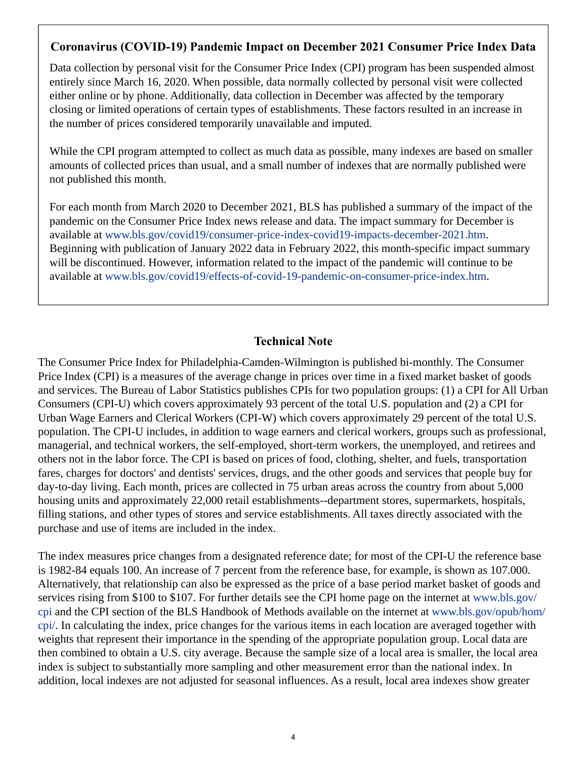## Coronavirus (COVID-19) Pandemic Impact on December 2021 Consumer Price Index Data

Data collection by personal visit for the Consumer Price Index (CPI) program has been suspended almost entirely since March 16, 2020. When possible, data normally collected by personal visit were collected either online or by phone. Additionally, data collection in December was affected by the temporary closing or limited operations of certain types of establishments. These factors resulted in an increase in the number of prices considered temporarily unavailable and imputed.

While the CPI program attempted to collect as much data as possible, many indexes are based on smaller amounts of collected prices than usual, and a small number of indexes that are normally published were not published this month.

For each month from March 2020 to December 2021, BLS has published a summary of the impact of the pandemic on the Consumer Price Index news release and data. The impact summary for December is available at www.bls.gov/covid19/consumer-price-index-covid19-impacts-december-2021.htm. Beginning with publication of January 2022 data in February 2022, this month-specific impact summary will be discontinued. However, information related to the impact of the pandemic will continue to be available at www.bls.gov/covid19/effects-of-covid-19-pandemic-on-consumer-price-index.htm.

## Technical Note

The Consumer Price Index for Philadelphia-Camden-Wilmington is published bi-monthly. The Consumer Price Index (CPI) is a measures of the average change in prices over time in a fixed market basket of goods and services. The Bureau of Labor Statistics publishes CPIs for two population groups: (1) a CPI for All Urban Consumers (CPI-U) which covers approximately 93 percent of the total U.S. population and (2) a CPI for Urban Wage Earners and Clerical Workers (CPI-W) which covers approximately 29 percent of the total U.S. population. The CPI-U includes, in addition to wage earners and clerical workers, groups such as professional, managerial, and technical workers, the self-employed, short-term workers, the unemployed, and retirees and others not in the labor force. The CPI is based on prices of food, clothing, shelter, and fuels, transportation fares, charges for doctors' and dentists' services, drugs, and the other goods and services that people buy for day-to-day living. Each month, prices are collected in 75 urban areas across the country from about 5,000 housing units and approximately 22,000 retail establishments--department stores, supermarkets, hospitals, filling stations, and other types of stores and service establishments. All taxes directly associated with the purchase and use of items are included in the index.

The index measures price changes from a designated reference date; for most of the CPI-U the reference base is 1982-84 equals 100. An increase of 7 percent from the reference base, for example, is shown as 107.000. Alternatively, that relationship can also be expressed as the price of a base period market basket of goods and services rising from $100 to $107. For further details see the CPI home page on the internet at www.bls.gov/cpi and the CPI section of the BLS Handbook of Methods available on the internet at www.bls.gov/opub/hom/cpi/. In calculating the index, price changes for the various items in each location are averaged together with weights that represent their importance in the spending of the appropriate population group. Local data are then combined to obtain a U.S. city average. Because the sample size of a local area is smaller, the local area index is subject to substantially more sampling and other measurement error than the national index. In addition, local indexes are not adjusted for seasonal influences. As a result, local area indexes show greater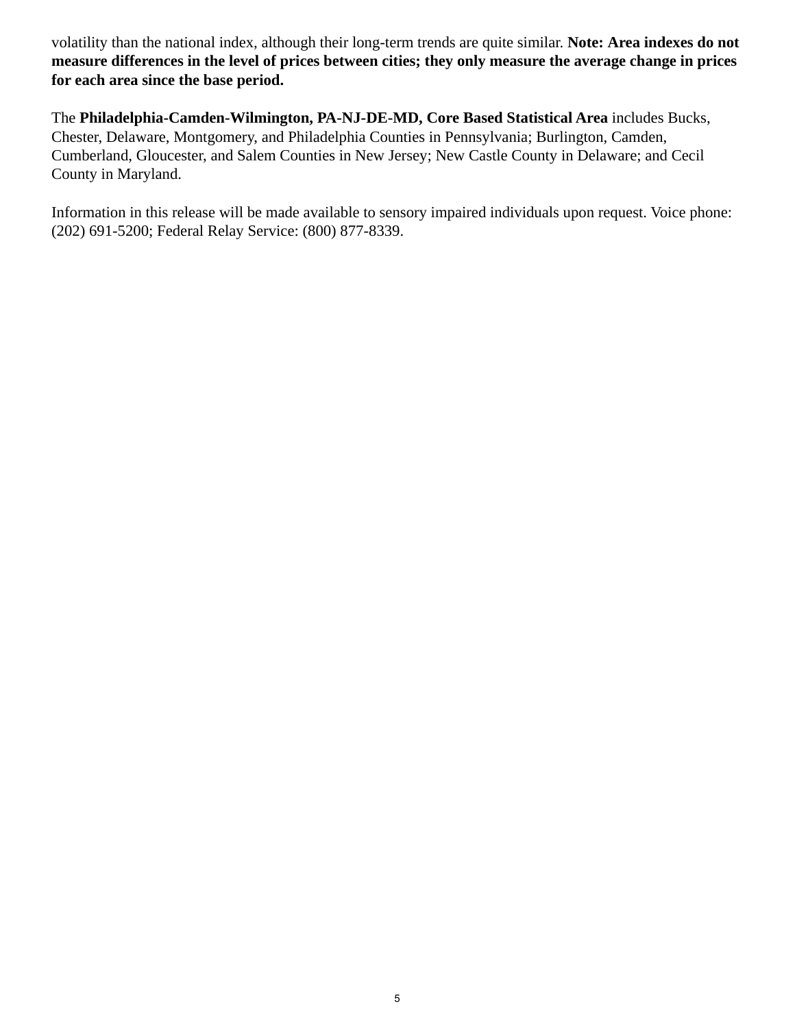volatility than the national index, although their long-term trends are quite similar. **Note: Area indexes do not measure differences in the level of prices between cities; they only measure the average change in prices for each area since the base period.**

The **Philadelphia-Camden-Wilmington, PA-NJ-DE-MD, Core Based Statistical Area** includes Bucks, Chester, Delaware, Montgomery, and Philadelphia Counties in Pennsylvania; Burlington, Camden, Cumberland, Gloucester, and Salem Counties in New Jersey; New Castle County in Delaware; and Cecil County in Maryland.

Information in this release will be made available to sensory impaired individuals upon request. Voice phone: (202) 691-5200; Federal Relay Service: (800) 877-8339.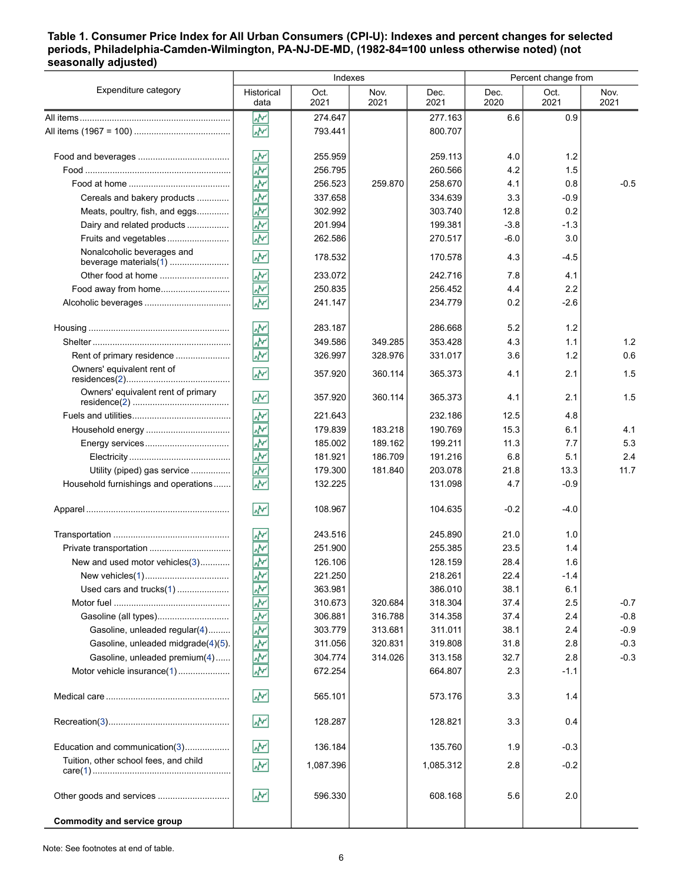**Table 1. Consumer Price Index for All Urban Consumers (CPI-U): Indexes and percent changes for selected periods, Philadelphia-Camden-Wilmington, PA-NJ-DE-MD, (1982-84=100 unless otherwise noted) (not seasonally adjusted)**

| Expenditure category | Indexes | | | | Percent change from | | |
|---|---|---|---|---|---|---|---|
| | Historical data | Oct. 2021 | Nov. 2021 | Dec. 2021 | Dec. 2020 | Oct. 2021 | Nov. 2021 |
| All items | | 274.647 | | 277.163 | 6.6 | 0.9 | |
| All items (1967 = 100) | | 793.441 | | 800.707 | | | |
| Food and beverages | | 255.959 | | 259.113 | 4.0 | 1.2 | |
| Food | | 256.795 | | 260.566 | 4.2 | 1.5 | |
| Food at home | | 256.523 | 259.870 | 258.670 | 4.1 | 0.8 | -0.5 |
| Cereals and bakery products | | 337.658 | | 334.639 | 3.3 | -0.9 | |
| Meats, poultry, fish, and eggs | | 302.992 | | 303.740 | 12.8 | 0.2 | |
| Dairy and related products | | 201.994 | | 199.381 | -3.8 | -1.3 | |
| Fruits and vegetables | | 262.586 | | 270.517 | -6.0 | 3.0 | |
| Nonalcoholic beverages and beverage materials(1) | | 178.532 | | 170.578 | 4.3 | -4.5 | |
| Other food at home | | 233.072 | | 242.716 | 7.8 | 4.1 | |
| Food away from home | | 250.835 | | 256.452 | 4.4 | 2.2 | |
| Alcoholic beverages | | 241.147 | | 234.779 | 0.2 | -2.6 | |
| Housing | | 283.187 | | 286.668 | 5.2 | 1.2 | |
| Shelter | | 349.586 | 349.285 | 353.428 | 4.3 | 1.1 | 1.2 |
| Rent of primary residence | | 326.997 | 328.976 | 331.017 | 3.6 | 1.2 | 0.6 |
| Owners' equivalent rent of residences(2) | | 357.920 | 360.114 | 365.373 | 4.1 | 2.1 | 1.5 |
| Owners' equivalent rent of primary residence(2) | | 357.920 | 360.114 | 365.373 | 4.1 | 2.1 | 1.5 |
| Fuels and utilities | | 221.643 | | 232.186 | 12.5 | 4.8 | |
| Household energy | | 179.839 | 183.218 | 190.769 | 15.3 | 6.1 | 4.1 |
| Energy services | | 185.002 | 189.162 | 199.211 | 11.3 | 7.7 | 5.3 |
| Electricity | | 181.921 | 186.709 | 191.216 | 6.8 | 5.1 | 2.4 |
| Utility (piped) gas service | | 179.300 | 181.840 | 203.078 | 21.8 | 13.3 | 11.7 |
| Household furnishings and operations | | 132.225 | | 131.098 | 4.7 | -0.9 | |
| Apparel | | 108.967 | | 104.635 | -0.2 | -4.0 | |
| Transportation | | 243.516 | | 245.890 | 21.0 | 1.0 | |
| Private transportation | | 251.900 | | 255.385 | 23.5 | 1.4 | |
| New and used motor vehicles(3) | | 126.106 | | 128.159 | 28.4 | 1.6 | |
| New vehicles(1) | | 221.250 | | 218.261 | 22.4 | -1.4 | |
| Used cars and trucks(1) | | 363.981 | | 386.010 | 38.1 | 6.1 | |
| Motor fuel | | 310.673 | 320.684 | 318.304 | 37.4 | 2.5 | -0.7 |
| Gasoline (all types) | | 306.881 | 316.788 | 314.358 | 37.4 | 2.4 | -0.8 |
| Gasoline, unleaded regular(4) | | 303.779 | 313.681 | 311.011 | 38.1 | 2.4 | -0.9 |
| Gasoline, unleaded midgrade(4)(5) | | 311.056 | 320.831 | 319.808 | 31.8 | 2.8 | -0.3 |
| Gasoline, unleaded premium(4) | | 304.774 | 314.026 | 313.158 | 32.7 | 2.8 | -0.3 |
| Motor vehicle insurance(1) | | 672.254 | | 664.807 | 2.3 | -1.1 | |
| Medical care | | 565.101 | | 573.176 | 3.3 | 1.4 | |
| Recreation(3) | | 128.287 | | 128.821 | 3.3 | 0.4 | |
| Education and communication(3) | | 136.184 | | 135.760 | 1.9 | -0.3 | |
| Tuition, other school fees, and child care(1) | | 1,087.396 | | 1,085.312 | 2.8 | -0.2 | |
| Other goods and services | | 596.330 | | 608.168 | 5.6 | 2.0 | |
| **Commodity and service group** | | | | | | | |

Note: See footnotes at end of table.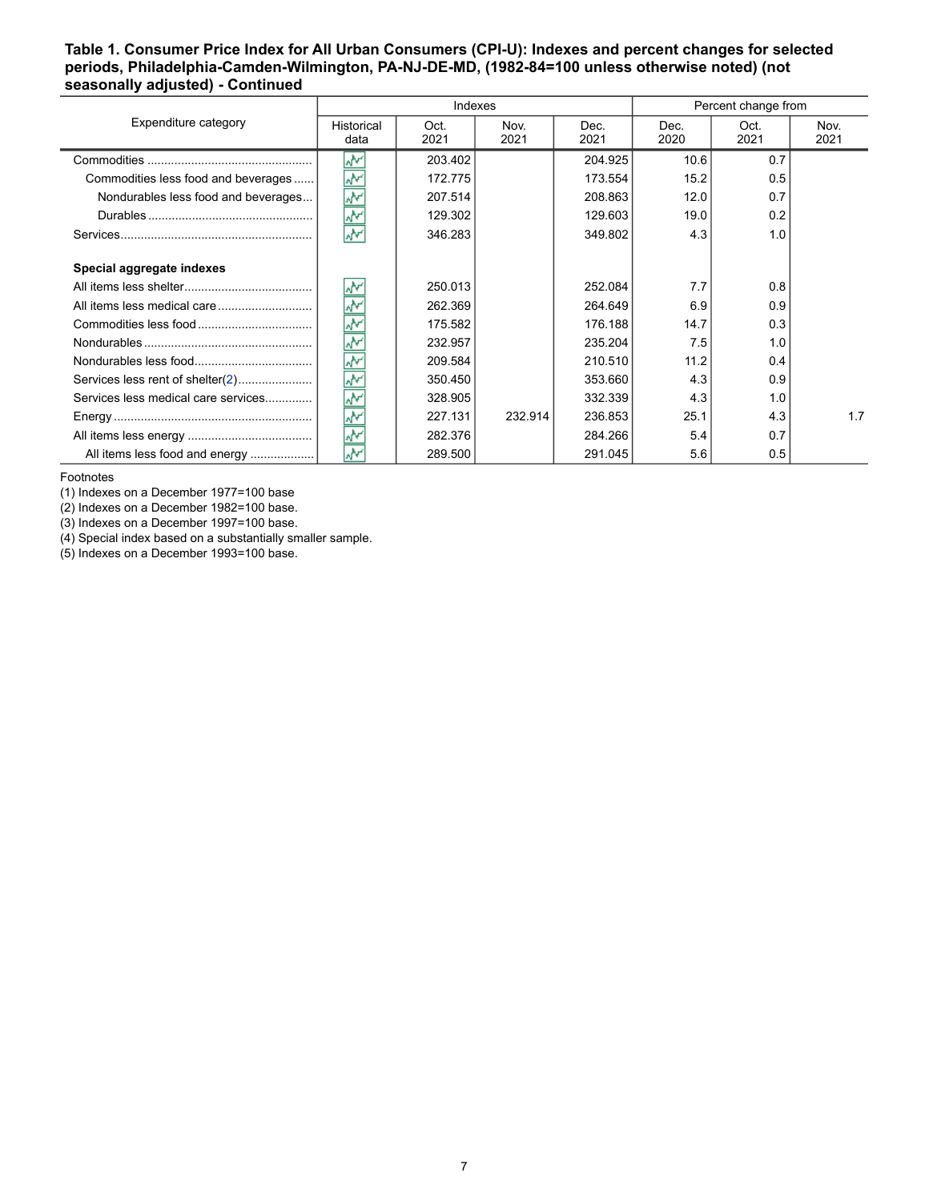**Table 1. Consumer Price Index for All Urban Consumers (CPI-U): Indexes and percent changes for selected periods, Philadelphia-Camden-Wilmington, PA-NJ-DE-MD, (1982-84=100 unless otherwise noted) (not seasonally adjusted) - Continued**

| Expenditure category | Indexes | | | | Percent change from | | |
|---|---|---|---|---|---|---|---|
| | Historical data | Oct. 2021 | Nov. 2021 | Dec. 2021 | Dec. 2020 | Oct. 2021 | Nov. 2021 |
| Commodities | | 203.402 | | 204.925 | 10.6 | 0.7 | |
| Commodities less food and beverages | | 172.775 | | 173.554 | 15.2 | 0.5 | |
| Nondurables less food and beverages | | 207.514 | | 208.863 | 12.0 | 0.7 | |
| Durables | | 129.302 | | 129.603 | 19.0 | 0.2 | |
| Services | | 346.283 | | 349.802 | 4.3 | 1.0 | |
| **Special aggregate indexes** | | | | | | | |
| All items less shelter | | 250.013 | | 252.084 | 7.7 | 0.8 | |
| All items less medical care | | 262.369 | | 264.649 | 6.9 | 0.9 | |
| Commodities less food | | 175.582 | | 176.188 | 14.7 | 0.3 | |
| Nondurables | | 232.957 | | 235.204 | 7.5 | 1.0 | |
| Nondurables less food | | 209.584 | | 210.510 | 11.2 | 0.4 | |
| Services less rent of shelter(2) | | 350.450 | | 353.660 | 4.3 | 0.9 | |
| Services less medical care services | | 328.905 | | 332.339 | 4.3 | 1.0 | |
| Energy | | 227.131 | 232.914 | 236.853 | 25.1 | 4.3 | 1.7 |
| All items less energy | | 282.376 | | 284.266 | 5.4 | 0.7 | |
| All items less food and energy | | 289.500 | | 291.045 | 5.6 | 0.5 | |

Footnotes

(1) Indexes on a December 1977=100 base

(2) Indexes on a December 1982=100 base.

(3) Indexes on a December 1997=100 base.

(4) Special index based on a substantially smaller sample.

(5) Indexes on a December 1993=100 base.